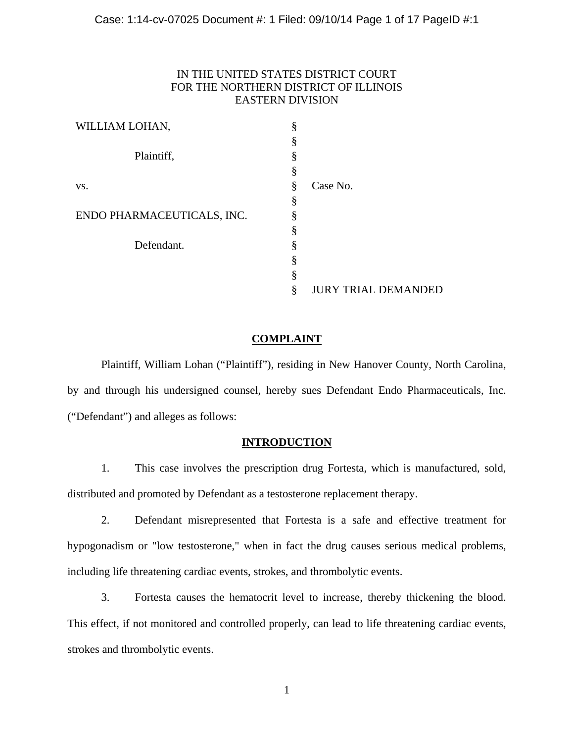IN THE UNITED STATES DISTRICT COURT
FOR THE NORTHERN DISTRICT OF ILLINOIS
EASTERN DIVISION

| | | |
|---|---|---|
| WILLIAM LOHAN, | § | |
| | § | |
| Plaintiff, | § | |
| | § | |
| vs. | § | Case No. |
| | § | |
| ENDO PHARMACEUTICALS, INC. | § | |
| | § | |
| Defendant. | § | |
| | § | |
| | § | |
| | § | JURY TRIAL DEMANDED |

## COMPLAINT

Plaintiff, William Lohan ("Plaintiff"), residing in New Hanover County, North Carolina, by and through his undersigned counsel, hereby sues Defendant Endo Pharmaceuticals, Inc. ("Defendant") and alleges as follows:

## INTRODUCTION

1. This case involves the prescription drug Fortesta, which is manufactured, sold, distributed and promoted by Defendant as a testosterone replacement therapy.

2. Defendant misrepresented that Fortesta is a safe and effective treatment for hypogonadism or "low testosterone," when in fact the drug causes serious medical problems, including life threatening cardiac events, strokes, and thrombolytic events.

3. Fortesta causes the hematocrit level to increase, thereby thickening the blood. This effect, if not monitored and controlled properly, can lead to life threatening cardiac events, strokes and thrombolytic events.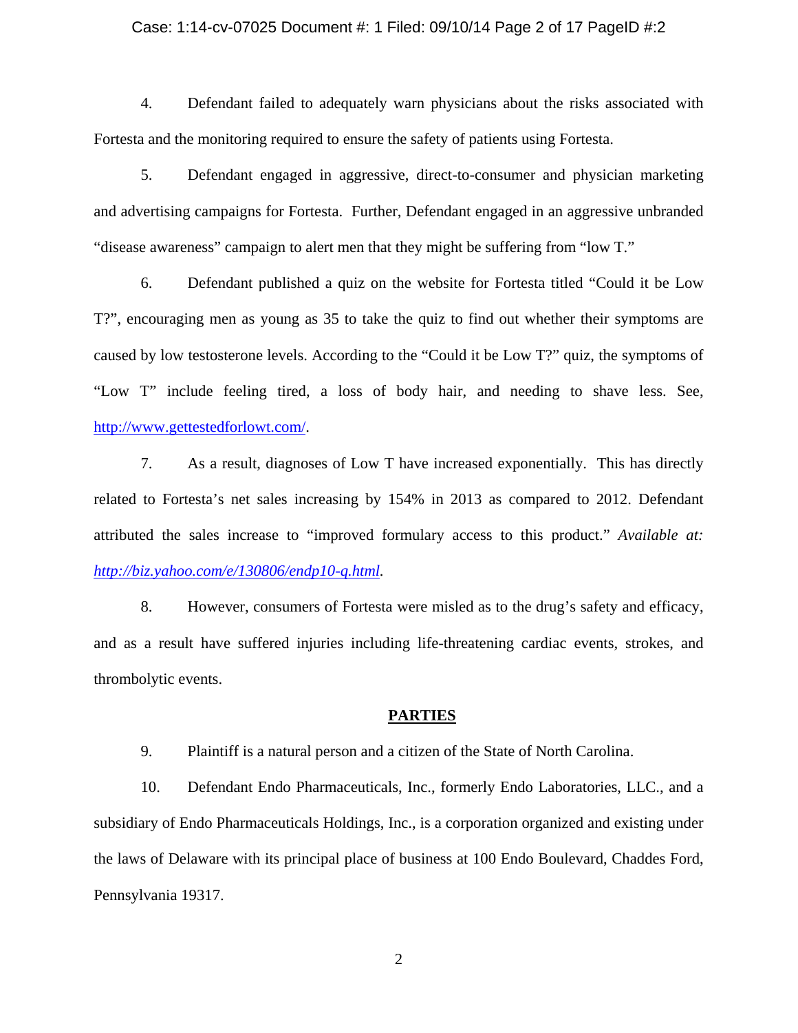4. Defendant failed to adequately warn physicians about the risks associated with Fortesta and the monitoring required to ensure the safety of patients using Fortesta.

5. Defendant engaged in aggressive, direct-to-consumer and physician marketing and advertising campaigns for Fortesta. Further, Defendant engaged in an aggressive unbranded "disease awareness" campaign to alert men that they might be suffering from "low T."

6. Defendant published a quiz on the website for Fortesta titled "Could it be Low T?", encouraging men as young as 35 to take the quiz to find out whether their symptoms are caused by low testosterone levels. According to the "Could it be Low T?" quiz, the symptoms of "Low T" include feeling tired, a loss of body hair, and needing to shave less. See, http://www.gettestedforlowt.com/.

7. As a result, diagnoses of Low T have increased exponentially. This has directly related to Fortesta's net sales increasing by 154% in 2013 as compared to 2012. Defendant attributed the sales increase to "improved formulary access to this product." *Available at: http://biz.yahoo.com/e/130806/endp10-q.html*.

8. However, consumers of Fortesta were misled as to the drug's safety and efficacy, and as a result have suffered injuries including life-threatening cardiac events, strokes, and thrombolytic events.

## PARTIES

9. Plaintiff is a natural person and a citizen of the State of North Carolina.

10. Defendant Endo Pharmaceuticals, Inc., formerly Endo Laboratories, LLC., and a subsidiary of Endo Pharmaceuticals Holdings, Inc., is a corporation organized and existing under the laws of Delaware with its principal place of business at 100 Endo Boulevard, Chaddes Ford, Pennsylvania 19317.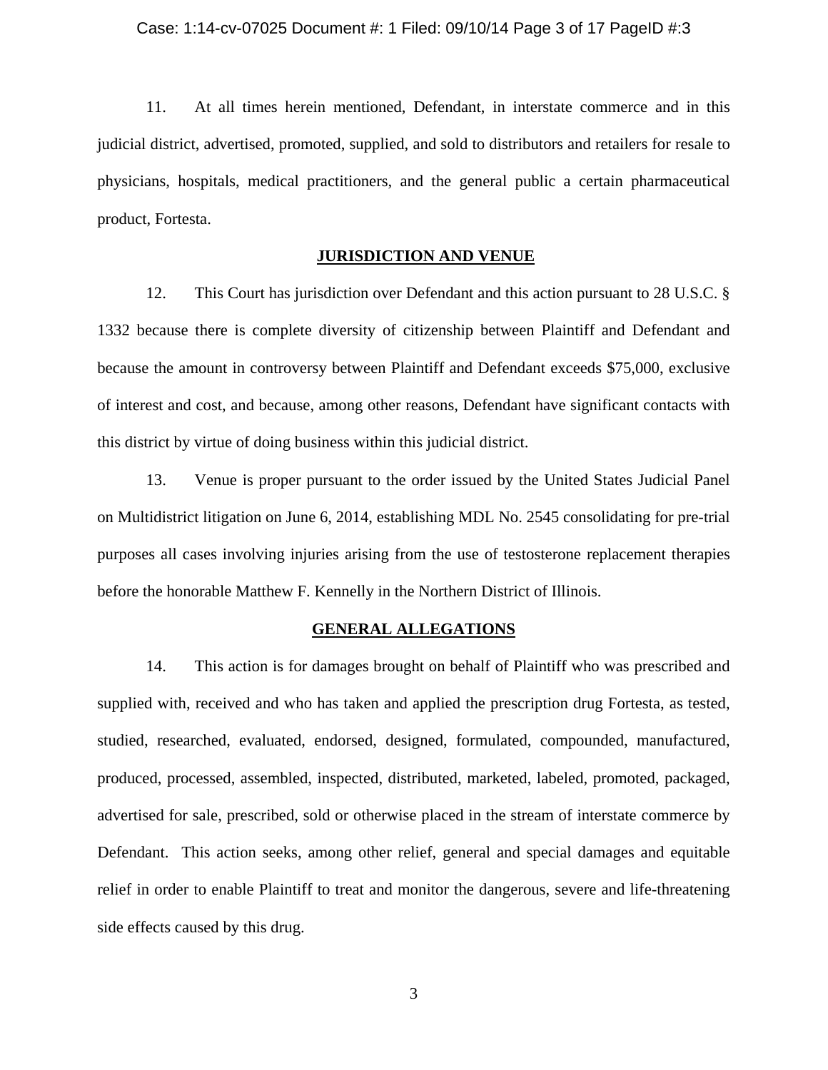11. At all times herein mentioned, Defendant, in interstate commerce and in this judicial district, advertised, promoted, supplied, and sold to distributors and retailers for resale to physicians, hospitals, medical practitioners, and the general public a certain pharmaceutical product, Fortesta.

## JURISDICTION AND VENUE

12. This Court has jurisdiction over Defendant and this action pursuant to 28 U.S.C. § 1332 because there is complete diversity of citizenship between Plaintiff and Defendant and because the amount in controversy between Plaintiff and Defendant exceeds $75,000, exclusive of interest and cost, and because, among other reasons, Defendant have significant contacts with this district by virtue of doing business within this judicial district.

13. Venue is proper pursuant to the order issued by the United States Judicial Panel on Multidistrict litigation on June 6, 2014, establishing MDL No. 2545 consolidating for pre-trial purposes all cases involving injuries arising from the use of testosterone replacement therapies before the honorable Matthew F. Kennelly in the Northern District of Illinois.

## GENERAL ALLEGATIONS

14. This action is for damages brought on behalf of Plaintiff who was prescribed and supplied with, received and who has taken and applied the prescription drug Fortesta, as tested, studied, researched, evaluated, endorsed, designed, formulated, compounded, manufactured, produced, processed, assembled, inspected, distributed, marketed, labeled, promoted, packaged, advertised for sale, prescribed, sold or otherwise placed in the stream of interstate commerce by Defendant. This action seeks, among other relief, general and special damages and equitable relief in order to enable Plaintiff to treat and monitor the dangerous, severe and life-threatening side effects caused by this drug.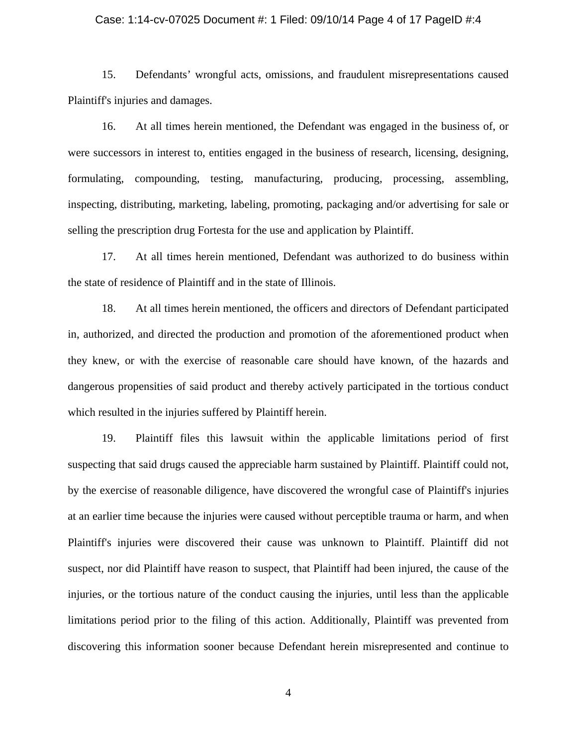15. Defendants' wrongful acts, omissions, and fraudulent misrepresentations caused Plaintiff's injuries and damages.

16. At all times herein mentioned, the Defendant was engaged in the business of, or were successors in interest to, entities engaged in the business of research, licensing, designing, formulating, compounding, testing, manufacturing, producing, processing, assembling, inspecting, distributing, marketing, labeling, promoting, packaging and/or advertising for sale or selling the prescription drug Fortesta for the use and application by Plaintiff.

17. At all times herein mentioned, Defendant was authorized to do business within the state of residence of Plaintiff and in the state of Illinois.

18. At all times herein mentioned, the officers and directors of Defendant participated in, authorized, and directed the production and promotion of the aforementioned product when they knew, or with the exercise of reasonable care should have known, of the hazards and dangerous propensities of said product and thereby actively participated in the tortious conduct which resulted in the injuries suffered by Plaintiff herein.

19. Plaintiff files this lawsuit within the applicable limitations period of first suspecting that said drugs caused the appreciable harm sustained by Plaintiff. Plaintiff could not, by the exercise of reasonable diligence, have discovered the wrongful case of Plaintiff's injuries at an earlier time because the injuries were caused without perceptible trauma or harm, and when Plaintiff's injuries were discovered their cause was unknown to Plaintiff. Plaintiff did not suspect, nor did Plaintiff have reason to suspect, that Plaintiff had been injured, the cause of the injuries, or the tortious nature of the conduct causing the injuries, until less than the applicable limitations period prior to the filing of this action. Additionally, Plaintiff was prevented from discovering this information sooner because Defendant herein misrepresented and continue to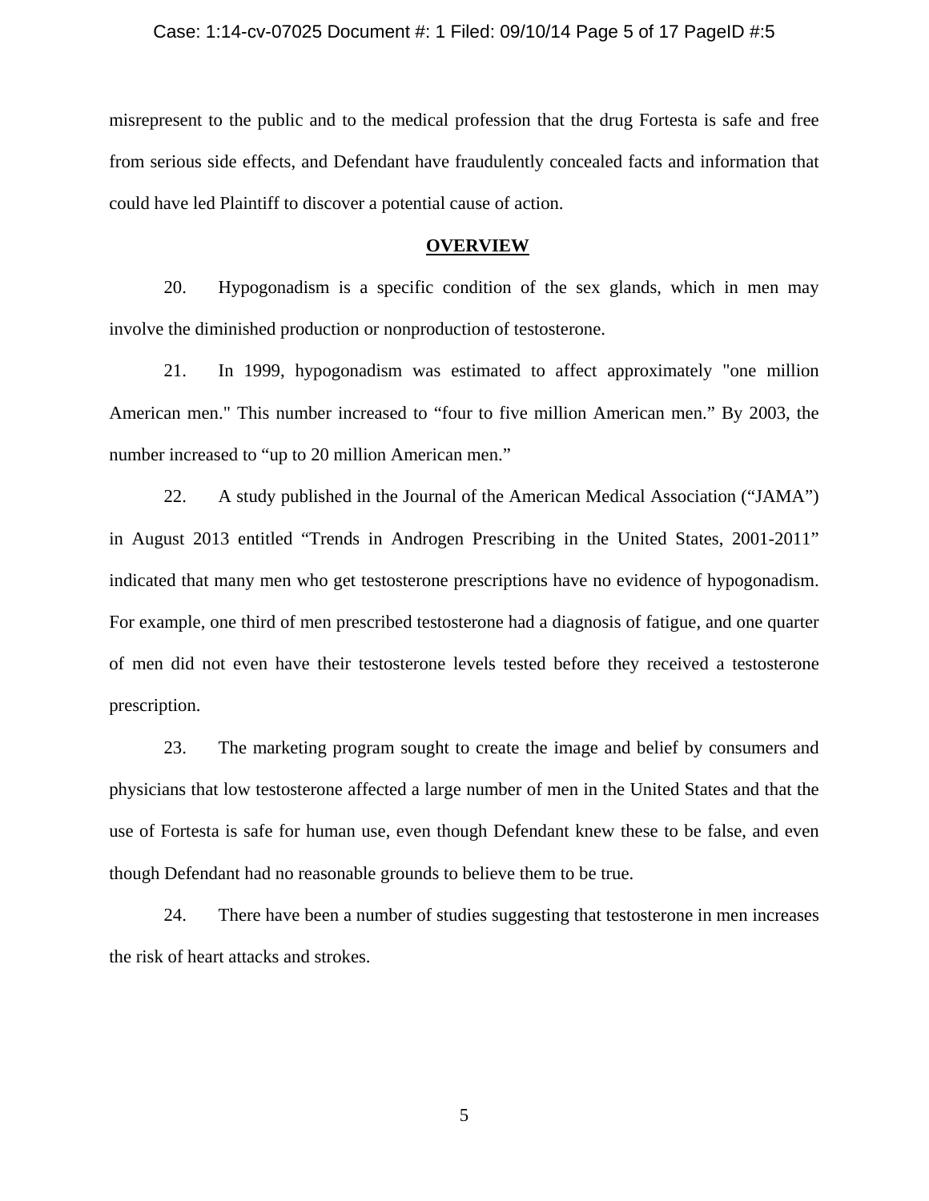misrepresent to the public and to the medical profession that the drug Fortesta is safe and free from serious side effects, and Defendant have fraudulently concealed facts and information that could have led Plaintiff to discover a potential cause of action.

## OVERVIEW

20. Hypogonadism is a specific condition of the sex glands, which in men may involve the diminished production or nonproduction of testosterone.

21. In 1999, hypogonadism was estimated to affect approximately "one million American men." This number increased to “four to five million American men.” By 2003, the number increased to “up to 20 million American men.”

22. A study published in the Journal of the American Medical Association (“JAMA”) in August 2013 entitled “Trends in Androgen Prescribing in the United States, 2001-2011” indicated that many men who get testosterone prescriptions have no evidence of hypogonadism. For example, one third of men prescribed testosterone had a diagnosis of fatigue, and one quarter of men did not even have their testosterone levels tested before they received a testosterone prescription.

23. The marketing program sought to create the image and belief by consumers and physicians that low testosterone affected a large number of men in the United States and that the use of Fortesta is safe for human use, even though Defendant knew these to be false, and even though Defendant had no reasonable grounds to believe them to be true.

24. There have been a number of studies suggesting that testosterone in men increases the risk of heart attacks and strokes.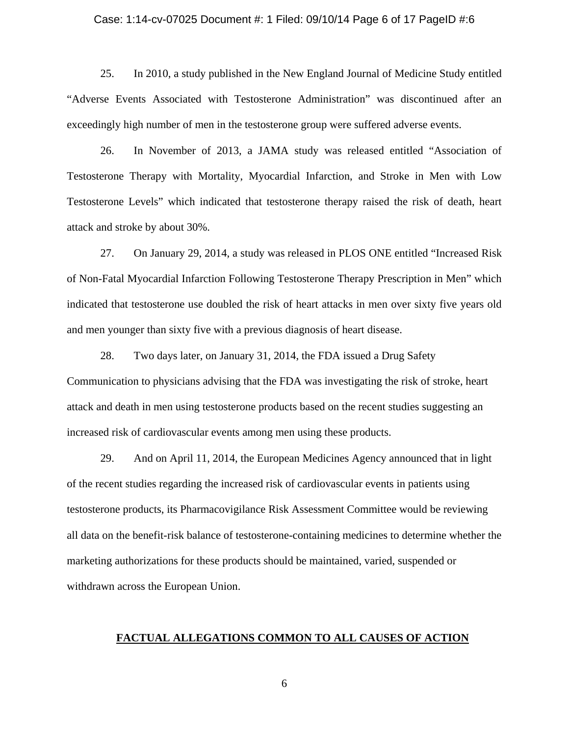25. In 2010, a study published in the New England Journal of Medicine Study entitled "Adverse Events Associated with Testosterone Administration" was discontinued after an exceedingly high number of men in the testosterone group were suffered adverse events.

26. In November of 2013, a JAMA study was released entitled "Association of Testosterone Therapy with Mortality, Myocardial Infarction, and Stroke in Men with Low Testosterone Levels" which indicated that testosterone therapy raised the risk of death, heart attack and stroke by about 30%.

27. On January 29, 2014, a study was released in PLOS ONE entitled "Increased Risk of Non-Fatal Myocardial Infarction Following Testosterone Therapy Prescription in Men" which indicated that testosterone use doubled the risk of heart attacks in men over sixty five years old and men younger than sixty five with a previous diagnosis of heart disease.

28. Two days later, on January 31, 2014, the FDA issued a Drug Safety Communication to physicians advising that the FDA was investigating the risk of stroke, heart attack and death in men using testosterone products based on the recent studies suggesting an increased risk of cardiovascular events among men using these products.

29. And on April 11, 2014, the European Medicines Agency announced that in light of the recent studies regarding the increased risk of cardiovascular events in patients using testosterone products, its Pharmacovigilance Risk Assessment Committee would be reviewing all data on the benefit-risk balance of testosterone-containing medicines to determine whether the marketing authorizations for these products should be maintained, varied, suspended or withdrawn across the European Union.

## FACTUAL ALLEGATIONS COMMON TO ALL CAUSES OF ACTION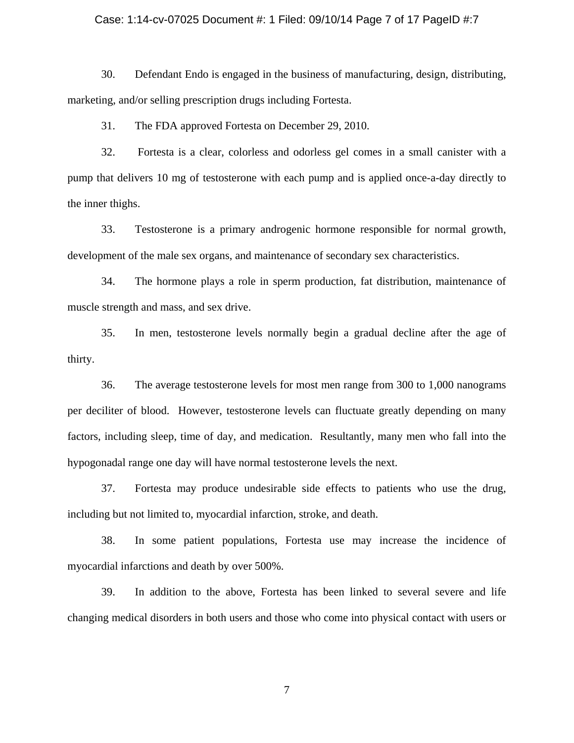30. Defendant Endo is engaged in the business of manufacturing, design, distributing, marketing, and/or selling prescription drugs including Fortesta.

31. The FDA approved Fortesta on December 29, 2010.

32. Fortesta is a clear, colorless and odorless gel comes in a small canister with a pump that delivers 10 mg of testosterone with each pump and is applied once-a-day directly to the inner thighs.

33. Testosterone is a primary androgenic hormone responsible for normal growth, development of the male sex organs, and maintenance of secondary sex characteristics.

34. The hormone plays a role in sperm production, fat distribution, maintenance of muscle strength and mass, and sex drive.

35. In men, testosterone levels normally begin a gradual decline after the age of thirty.

36. The average testosterone levels for most men range from 300 to 1,000 nanograms per deciliter of blood. However, testosterone levels can fluctuate greatly depending on many factors, including sleep, time of day, and medication. Resultantly, many men who fall into the hypogonadal range one day will have normal testosterone levels the next.

37. Fortesta may produce undesirable side effects to patients who use the drug, including but not limited to, myocardial infarction, stroke, and death.

38. In some patient populations, Fortesta use may increase the incidence of myocardial infarctions and death by over 500%.

39. In addition to the above, Fortesta has been linked to several severe and life changing medical disorders in both users and those who come into physical contact with users or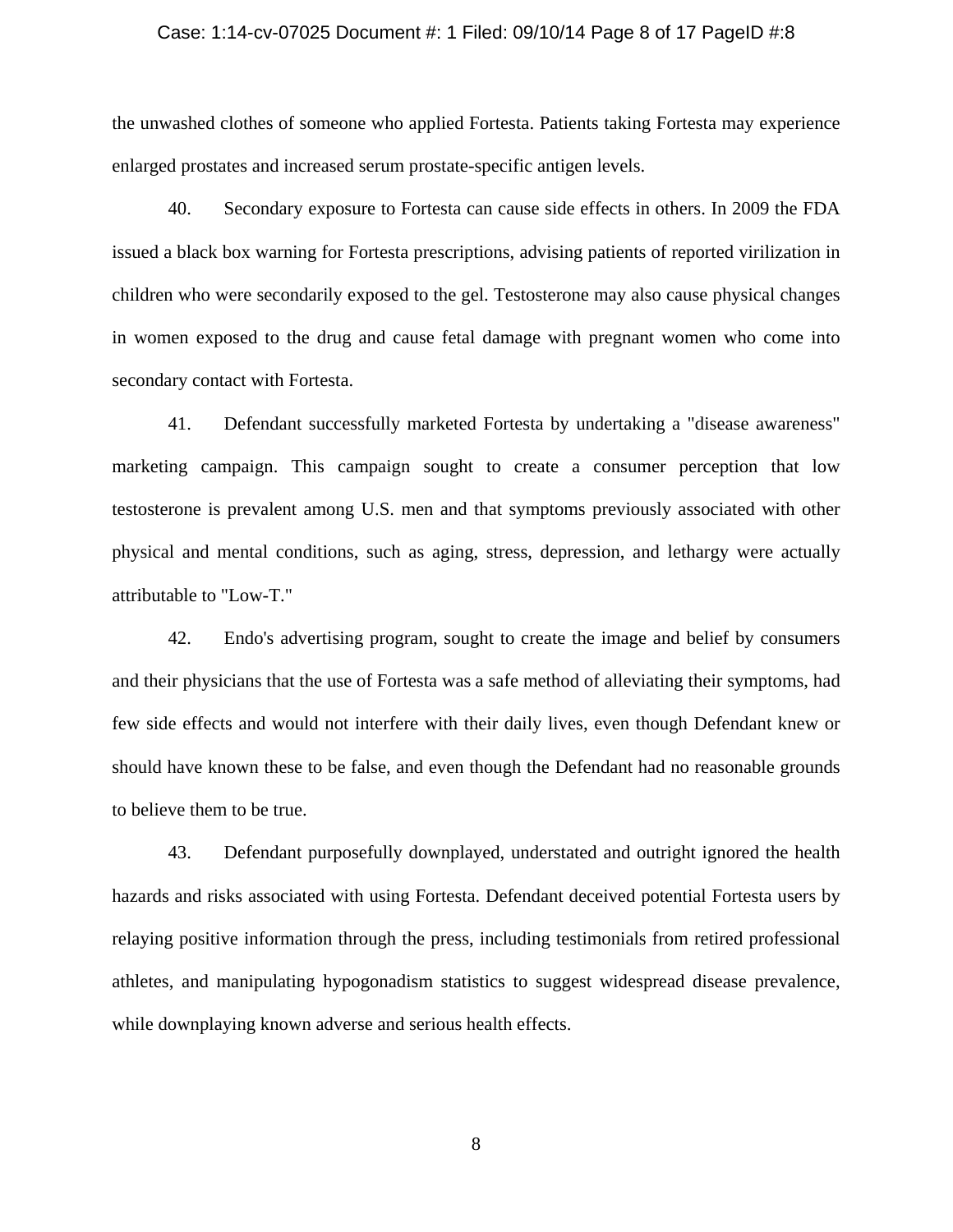the unwashed clothes of someone who applied Fortesta. Patients taking Fortesta may experience enlarged prostates and increased serum prostate-specific antigen levels.

40. Secondary exposure to Fortesta can cause side effects in others. In 2009 the FDA issued a black box warning for Fortesta prescriptions, advising patients of reported virilization in children who were secondarily exposed to the gel. Testosterone may also cause physical changes in women exposed to the drug and cause fetal damage with pregnant women who come into secondary contact with Fortesta.

41. Defendant successfully marketed Fortesta by undertaking a "disease awareness" marketing campaign. This campaign sought to create a consumer perception that low testosterone is prevalent among U.S. men and that symptoms previously associated with other physical and mental conditions, such as aging, stress, depression, and lethargy were actually attributable to "Low-T."

42. Endo's advertising program, sought to create the image and belief by consumers and their physicians that the use of Fortesta was a safe method of alleviating their symptoms, had few side effects and would not interfere with their daily lives, even though Defendant knew or should have known these to be false, and even though the Defendant had no reasonable grounds to believe them to be true.

43. Defendant purposefully downplayed, understated and outright ignored the health hazards and risks associated with using Fortesta. Defendant deceived potential Fortesta users by relaying positive information through the press, including testimonials from retired professional athletes, and manipulating hypogonadism statistics to suggest widespread disease prevalence, while downplaying known adverse and serious health effects.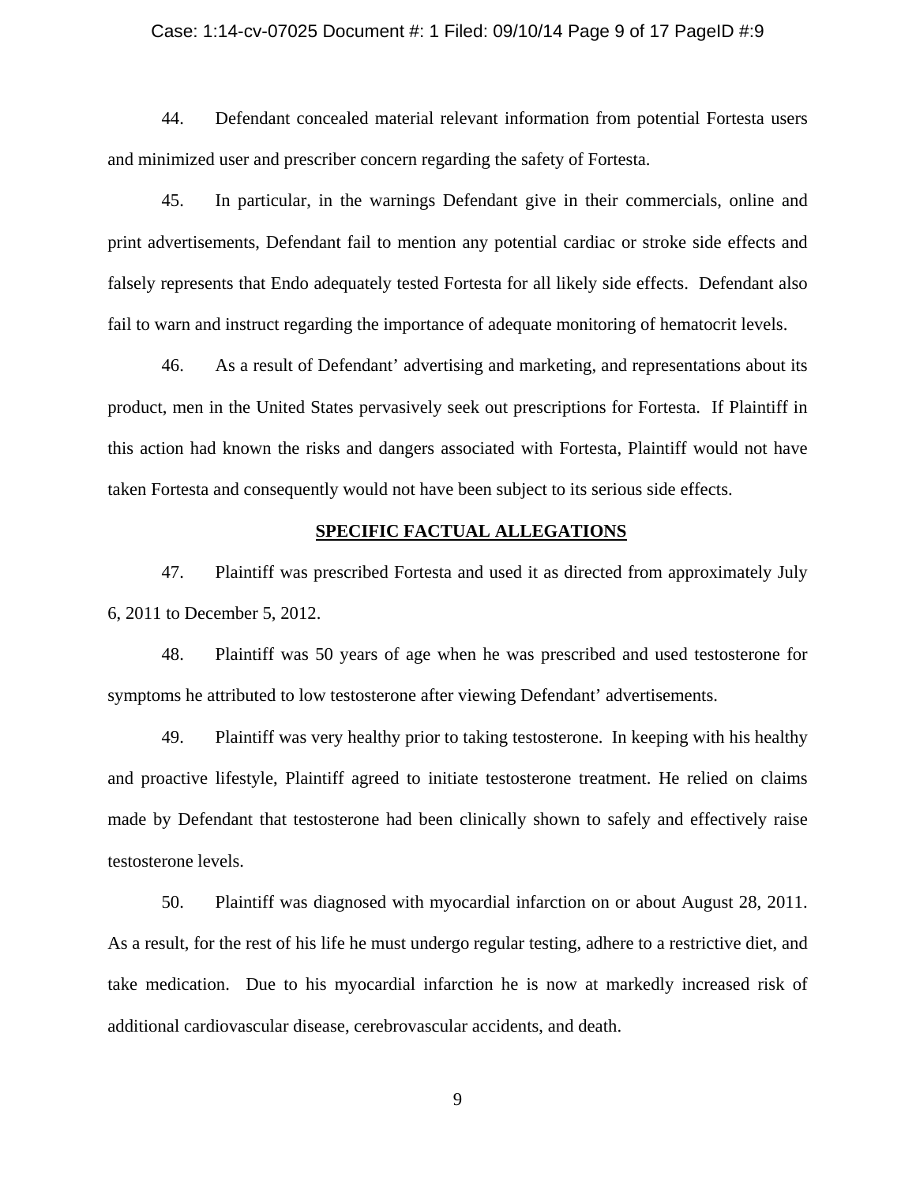44. Defendant concealed material relevant information from potential Fortesta users and minimized user and prescriber concern regarding the safety of Fortesta.

45. In particular, in the warnings Defendant give in their commercials, online and print advertisements, Defendant fail to mention any potential cardiac or stroke side effects and falsely represents that Endo adequately tested Fortesta for all likely side effects. Defendant also fail to warn and instruct regarding the importance of adequate monitoring of hematocrit levels.

46. As a result of Defendant' advertising and marketing, and representations about its product, men in the United States pervasively seek out prescriptions for Fortesta. If Plaintiff in this action had known the risks and dangers associated with Fortesta, Plaintiff would not have taken Fortesta and consequently would not have been subject to its serious side effects.

## SPECIFIC FACTUAL ALLEGATIONS

47. Plaintiff was prescribed Fortesta and used it as directed from approximately July 6, 2011 to December 5, 2012.

48. Plaintiff was 50 years of age when he was prescribed and used testosterone for symptoms he attributed to low testosterone after viewing Defendant' advertisements.

49. Plaintiff was very healthy prior to taking testosterone. In keeping with his healthy and proactive lifestyle, Plaintiff agreed to initiate testosterone treatment. He relied on claims made by Defendant that testosterone had been clinically shown to safely and effectively raise testosterone levels.

50. Plaintiff was diagnosed with myocardial infarction on or about August 28, 2011. As a result, for the rest of his life he must undergo regular testing, adhere to a restrictive diet, and take medication. Due to his myocardial infarction he is now at markedly increased risk of additional cardiovascular disease, cerebrovascular accidents, and death.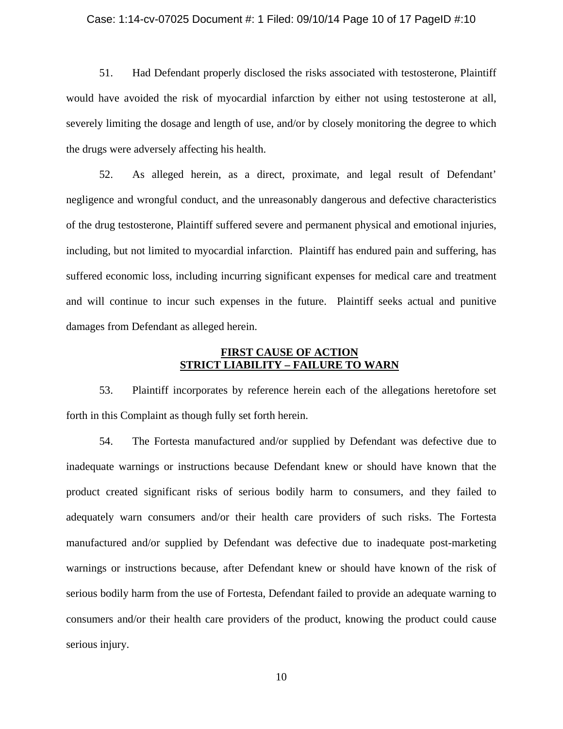51. Had Defendant properly disclosed the risks associated with testosterone, Plaintiff would have avoided the risk of myocardial infarction by either not using testosterone at all, severely limiting the dosage and length of use, and/or by closely monitoring the degree to which the drugs were adversely affecting his health.

52. As alleged herein, as a direct, proximate, and legal result of Defendant' negligence and wrongful conduct, and the unreasonably dangerous and defective characteristics of the drug testosterone, Plaintiff suffered severe and permanent physical and emotional injuries, including, but not limited to myocardial infarction. Plaintiff has endured pain and suffering, has suffered economic loss, including incurring significant expenses for medical care and treatment and will continue to incur such expenses in the future. Plaintiff seeks actual and punitive damages from Defendant as alleged herein.

## FIRST CAUSE OF ACTION
## STRICT LIABILITY – FAILURE TO WARN

53. Plaintiff incorporates by reference herein each of the allegations heretofore set forth in this Complaint as though fully set forth herein.

54. The Fortesta manufactured and/or supplied by Defendant was defective due to inadequate warnings or instructions because Defendant knew or should have known that the product created significant risks of serious bodily harm to consumers, and they failed to adequately warn consumers and/or their health care providers of such risks. The Fortesta manufactured and/or supplied by Defendant was defective due to inadequate post-marketing warnings or instructions because, after Defendant knew or should have known of the risk of serious bodily harm from the use of Fortesta, Defendant failed to provide an adequate warning to consumers and/or their health care providers of the product, knowing the product could cause serious injury.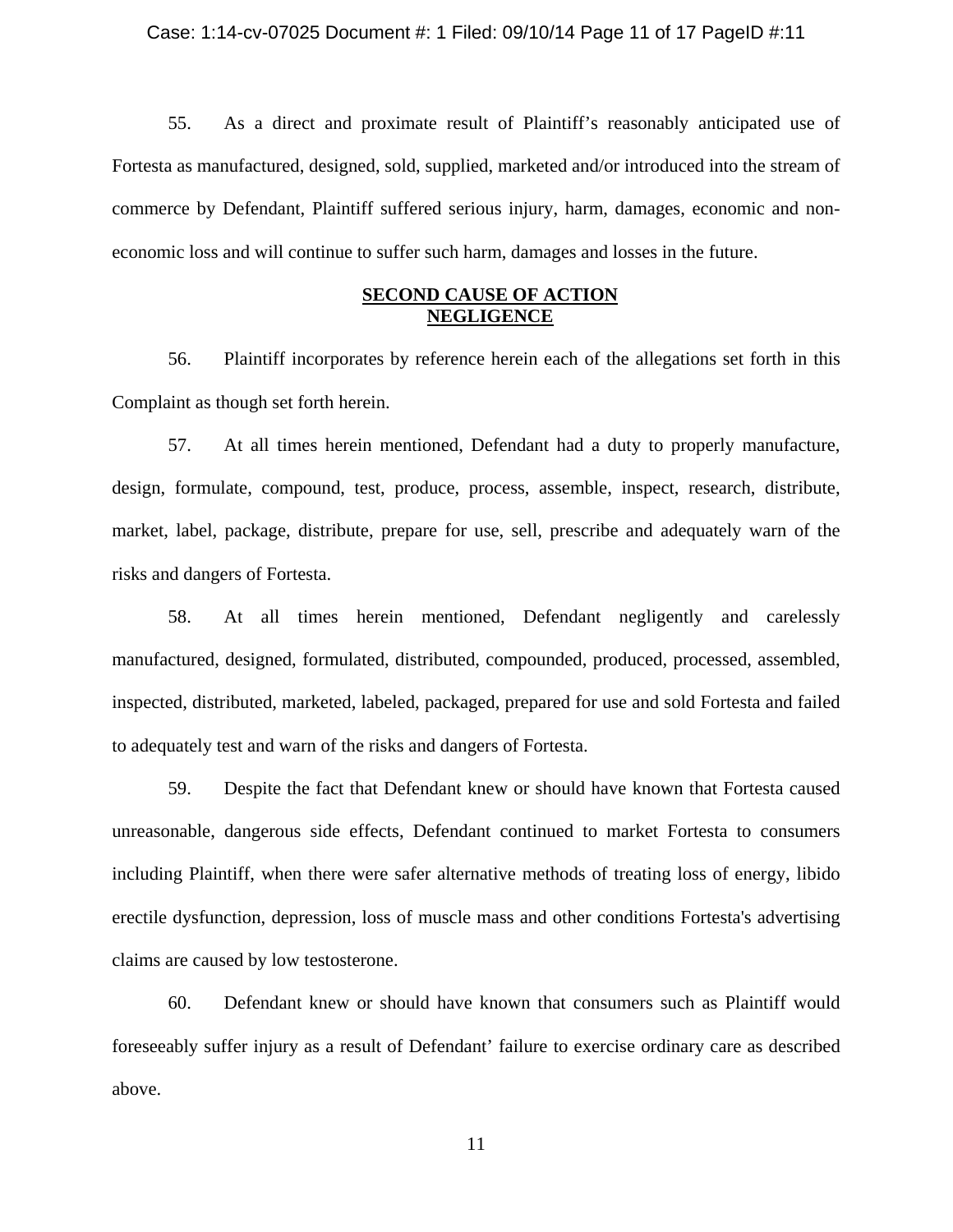55. As a direct and proximate result of Plaintiff's reasonably anticipated use of Fortesta as manufactured, designed, sold, supplied, marketed and/or introduced into the stream of commerce by Defendant, Plaintiff suffered serious injury, harm, damages, economic and non-economic loss and will continue to suffer such harm, damages and losses in the future.

## SECOND CAUSE OF ACTION
## NEGLIGENCE

56. Plaintiff incorporates by reference herein each of the allegations set forth in this Complaint as though set forth herein.

57. At all times herein mentioned, Defendant had a duty to properly manufacture, design, formulate, compound, test, produce, process, assemble, inspect, research, distribute, market, label, package, distribute, prepare for use, sell, prescribe and adequately warn of the risks and dangers of Fortesta.

58. At all times herein mentioned, Defendant negligently and carelessly manufactured, designed, formulated, distributed, compounded, produced, processed, assembled, inspected, distributed, marketed, labeled, packaged, prepared for use and sold Fortesta and failed to adequately test and warn of the risks and dangers of Fortesta.

59. Despite the fact that Defendant knew or should have known that Fortesta caused unreasonable, dangerous side effects, Defendant continued to market Fortesta to consumers including Plaintiff, when there were safer alternative methods of treating loss of energy, libido erectile dysfunction, depression, loss of muscle mass and other conditions Fortesta's advertising claims are caused by low testosterone.

60. Defendant knew or should have known that consumers such as Plaintiff would foreseeably suffer injury as a result of Defendant' failure to exercise ordinary care as described above.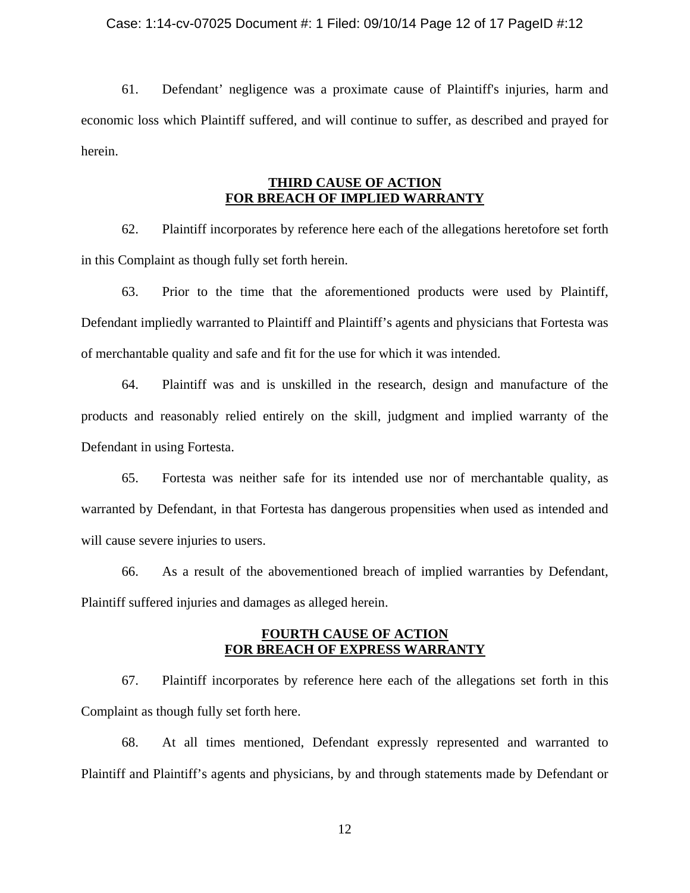61. Defendant' negligence was a proximate cause of Plaintiff's injuries, harm and economic loss which Plaintiff suffered, and will continue to suffer, as described and prayed for herein.

## THIRD CAUSE OF ACTION
## FOR BREACH OF IMPLIED WARRANTY

62. Plaintiff incorporates by reference here each of the allegations heretofore set forth in this Complaint as though fully set forth herein.

63. Prior to the time that the aforementioned products were used by Plaintiff, Defendant impliedly warranted to Plaintiff and Plaintiff's agents and physicians that Fortesta was of merchantable quality and safe and fit for the use for which it was intended.

64. Plaintiff was and is unskilled in the research, design and manufacture of the products and reasonably relied entirely on the skill, judgment and implied warranty of the Defendant in using Fortesta.

65. Fortesta was neither safe for its intended use nor of merchantable quality, as warranted by Defendant, in that Fortesta has dangerous propensities when used as intended and will cause severe injuries to users.

66. As a result of the abovementioned breach of implied warranties by Defendant, Plaintiff suffered injuries and damages as alleged herein.

## FOURTH CAUSE OF ACTION
## FOR BREACH OF EXPRESS WARRANTY

67. Plaintiff incorporates by reference here each of the allegations set forth in this Complaint as though fully set forth here.

68. At all times mentioned, Defendant expressly represented and warranted to Plaintiff and Plaintiff's agents and physicians, by and through statements made by Defendant or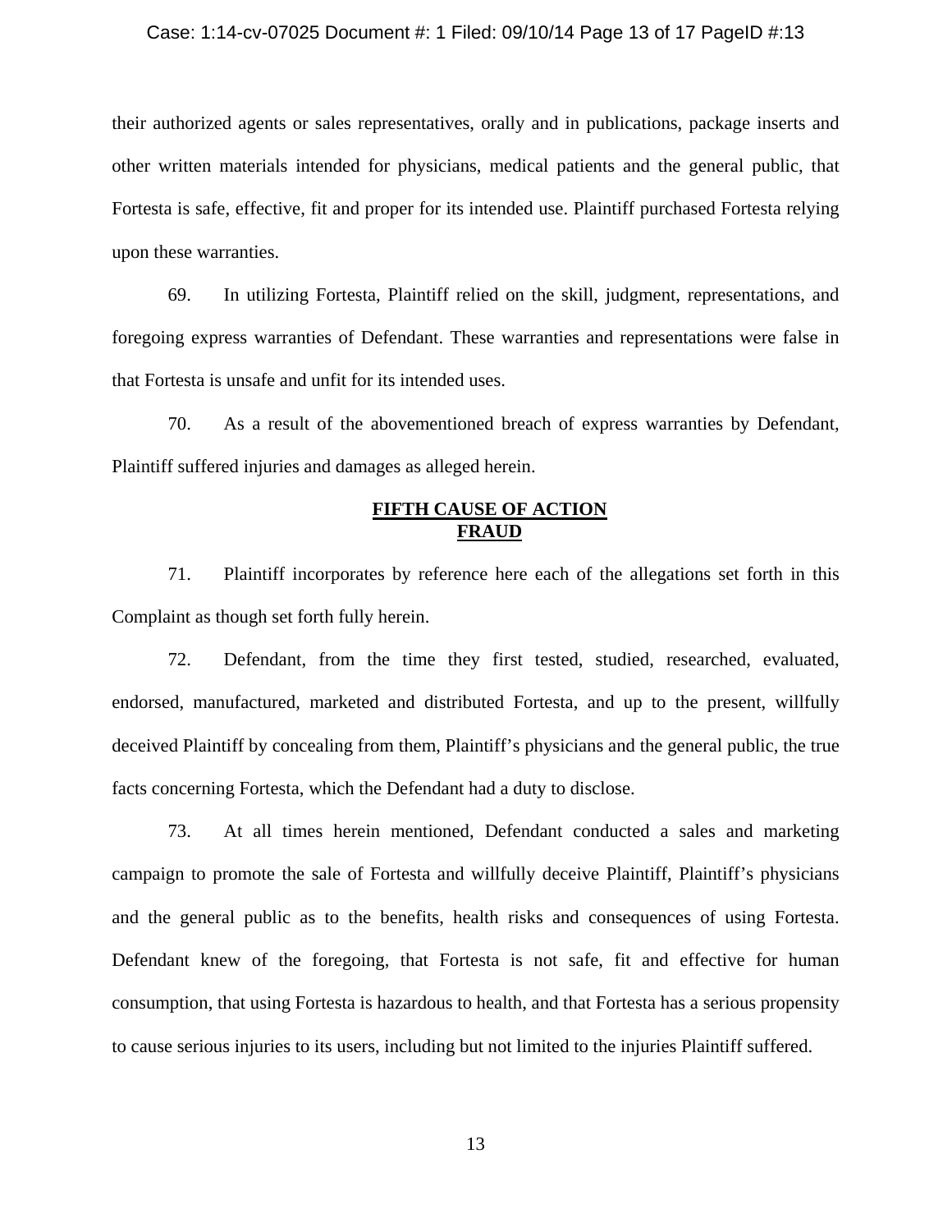their authorized agents or sales representatives, orally and in publications, package inserts and other written materials intended for physicians, medical patients and the general public, that Fortesta is safe, effective, fit and proper for its intended use. Plaintiff purchased Fortesta relying upon these warranties.

69. In utilizing Fortesta, Plaintiff relied on the skill, judgment, representations, and foregoing express warranties of Defendant. These warranties and representations were false in that Fortesta is unsafe and unfit for its intended uses.

70. As a result of the abovementioned breach of express warranties by Defendant, Plaintiff suffered injuries and damages as alleged herein.

## FIFTH CAUSE OF ACTION
## FRAUD

71. Plaintiff incorporates by reference here each of the allegations set forth in this Complaint as though set forth fully herein.

72. Defendant, from the time they first tested, studied, researched, evaluated, endorsed, manufactured, marketed and distributed Fortesta, and up to the present, willfully deceived Plaintiff by concealing from them, Plaintiff's physicians and the general public, the true facts concerning Fortesta, which the Defendant had a duty to disclose.

73. At all times herein mentioned, Defendant conducted a sales and marketing campaign to promote the sale of Fortesta and willfully deceive Plaintiff, Plaintiff's physicians and the general public as to the benefits, health risks and consequences of using Fortesta. Defendant knew of the foregoing, that Fortesta is not safe, fit and effective for human consumption, that using Fortesta is hazardous to health, and that Fortesta has a serious propensity to cause serious injuries to its users, including but not limited to the injuries Plaintiff suffered.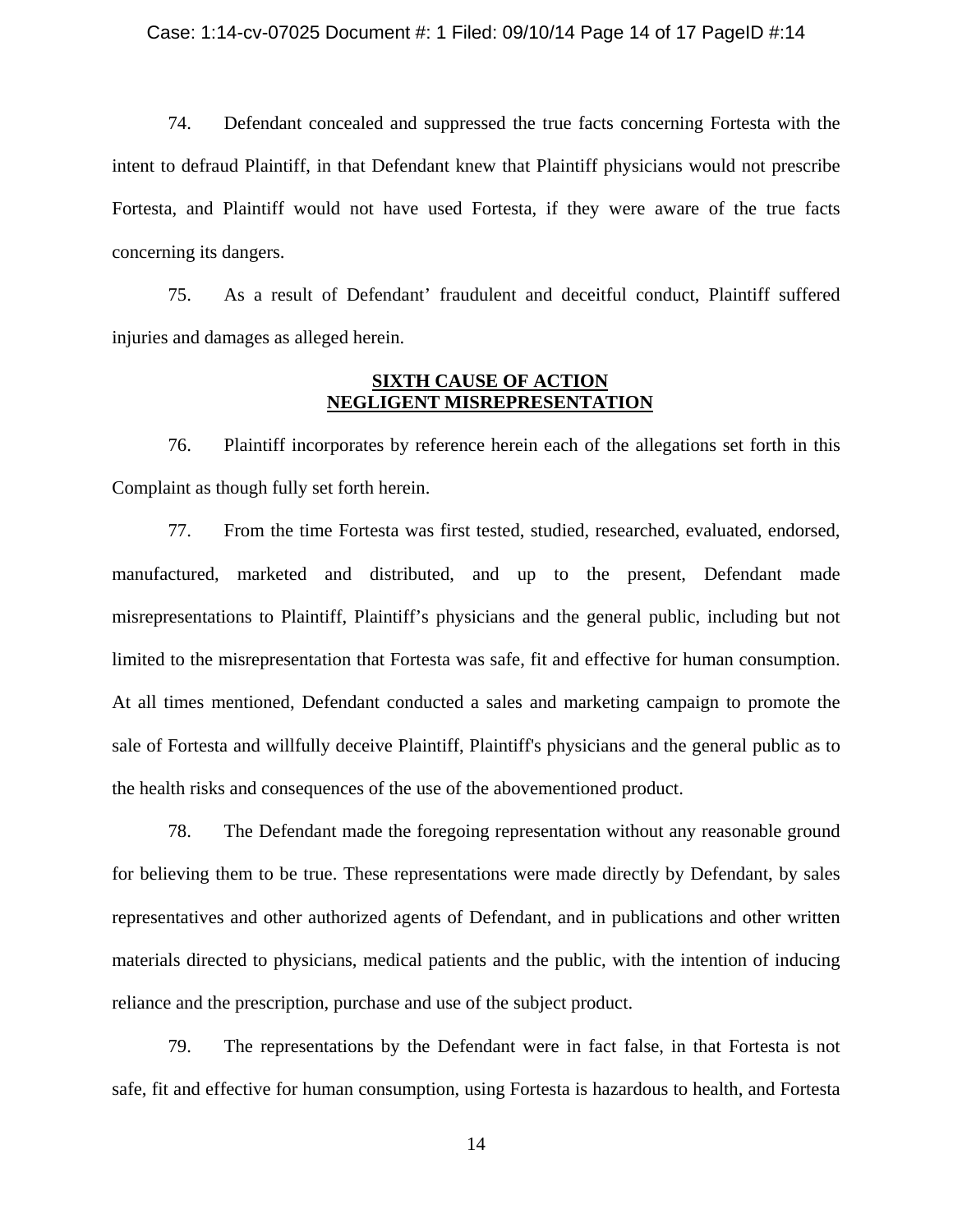74. Defendant concealed and suppressed the true facts concerning Fortesta with the intent to defraud Plaintiff, in that Defendant knew that Plaintiff physicians would not prescribe Fortesta, and Plaintiff would not have used Fortesta, if they were aware of the true facts concerning its dangers.

75. As a result of Defendant' fraudulent and deceitful conduct, Plaintiff suffered injuries and damages as alleged herein.

## SIXTH CAUSE OF ACTION
## NEGLIGENT MISREPRESENTATION

76. Plaintiff incorporates by reference herein each of the allegations set forth in this Complaint as though fully set forth herein.

77. From the time Fortesta was first tested, studied, researched, evaluated, endorsed, manufactured, marketed and distributed, and up to the present, Defendant made misrepresentations to Plaintiff, Plaintiff's physicians and the general public, including but not limited to the misrepresentation that Fortesta was safe, fit and effective for human consumption. At all times mentioned, Defendant conducted a sales and marketing campaign to promote the sale of Fortesta and willfully deceive Plaintiff, Plaintiff's physicians and the general public as to the health risks and consequences of the use of the abovementioned product.

78. The Defendant made the foregoing representation without any reasonable ground for believing them to be true. These representations were made directly by Defendant, by sales representatives and other authorized agents of Defendant, and in publications and other written materials directed to physicians, medical patients and the public, with the intention of inducing reliance and the prescription, purchase and use of the subject product.

79. The representations by the Defendant were in fact false, in that Fortesta is not safe, fit and effective for human consumption, using Fortesta is hazardous to health, and Fortesta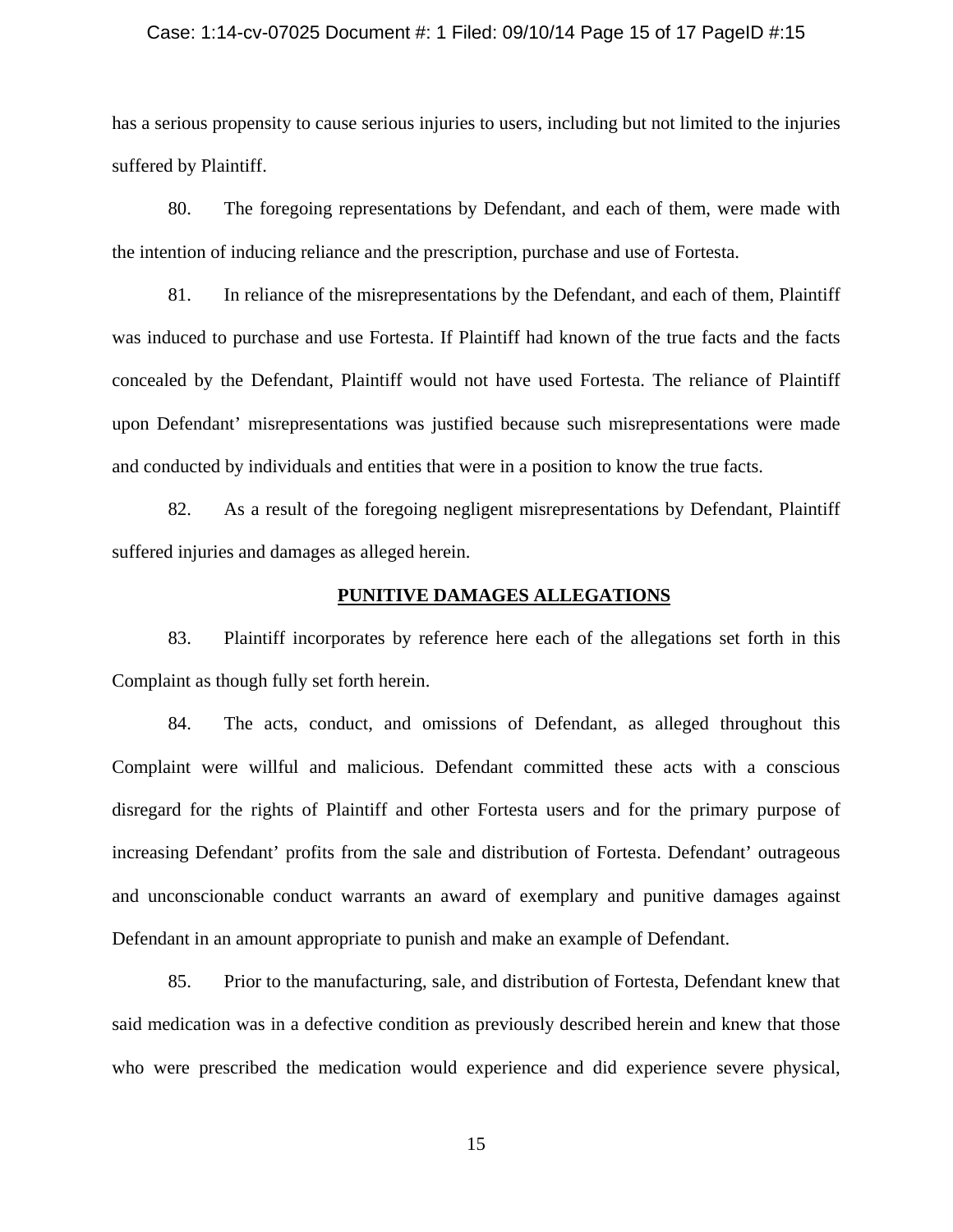has a serious propensity to cause serious injuries to users, including but not limited to the injuries suffered by Plaintiff.

80. The foregoing representations by Defendant, and each of them, were made with the intention of inducing reliance and the prescription, purchase and use of Fortesta.

81. In reliance of the misrepresentations by the Defendant, and each of them, Plaintiff was induced to purchase and use Fortesta. If Plaintiff had known of the true facts and the facts concealed by the Defendant, Plaintiff would not have used Fortesta. The reliance of Plaintiff upon Defendant' misrepresentations was justified because such misrepresentations were made and conducted by individuals and entities that were in a position to know the true facts.

82. As a result of the foregoing negligent misrepresentations by Defendant, Plaintiff suffered injuries and damages as alleged herein.

## PUNITIVE DAMAGES ALLEGATIONS

83. Plaintiff incorporates by reference here each of the allegations set forth in this Complaint as though fully set forth herein.

84. The acts, conduct, and omissions of Defendant, as alleged throughout this Complaint were willful and malicious. Defendant committed these acts with a conscious disregard for the rights of Plaintiff and other Fortesta users and for the primary purpose of increasing Defendant' profits from the sale and distribution of Fortesta. Defendant' outrageous and unconscionable conduct warrants an award of exemplary and punitive damages against Defendant in an amount appropriate to punish and make an example of Defendant.

85. Prior to the manufacturing, sale, and distribution of Fortesta, Defendant knew that said medication was in a defective condition as previously described herein and knew that those who were prescribed the medication would experience and did experience severe physical,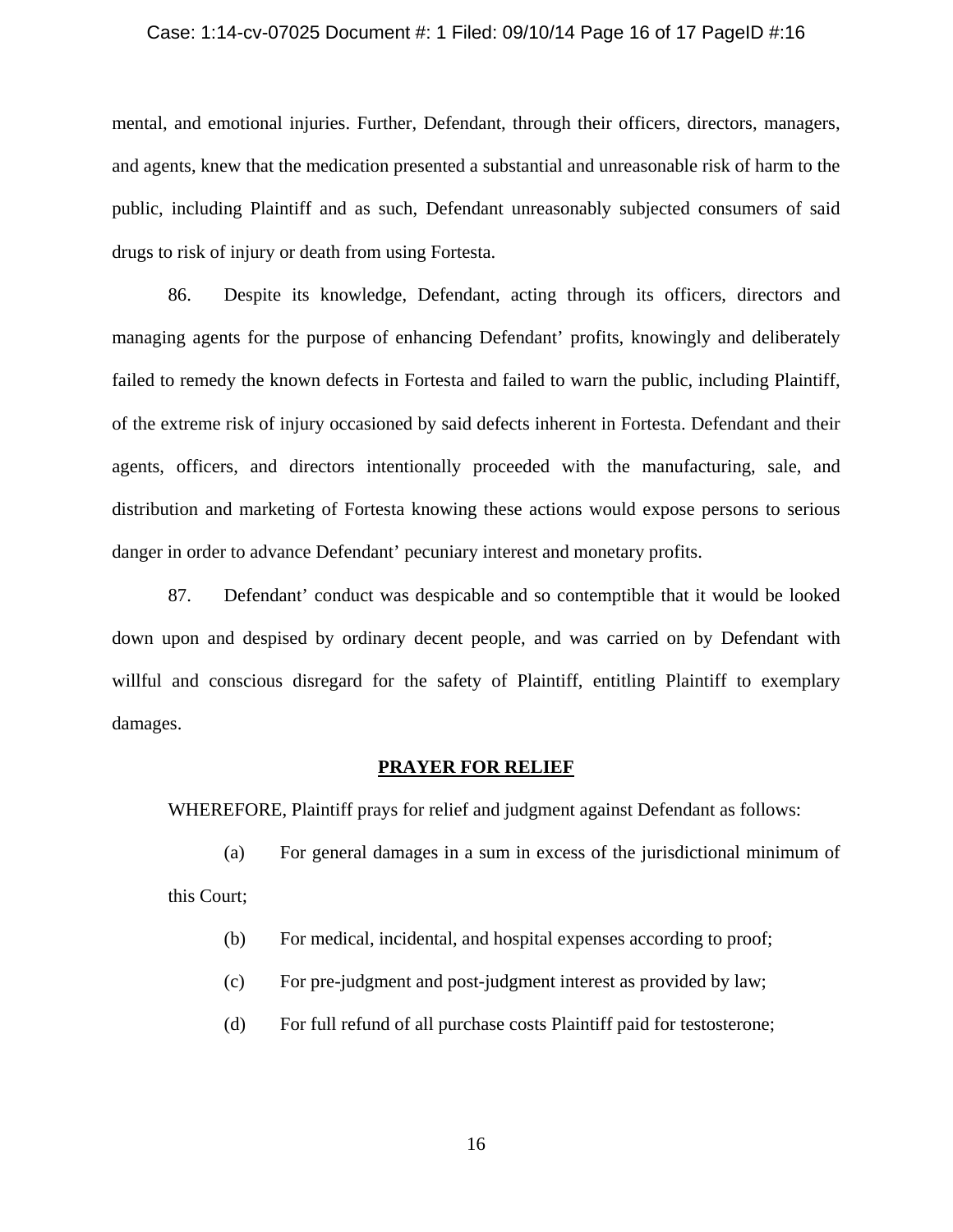mental, and emotional injuries. Further, Defendant, through their officers, directors, managers, and agents, knew that the medication presented a substantial and unreasonable risk of harm to the public, including Plaintiff and as such, Defendant unreasonably subjected consumers of said drugs to risk of injury or death from using Fortesta.

86. Despite its knowledge, Defendant, acting through its officers, directors and managing agents for the purpose of enhancing Defendant' profits, knowingly and deliberately failed to remedy the known defects in Fortesta and failed to warn the public, including Plaintiff, of the extreme risk of injury occasioned by said defects inherent in Fortesta. Defendant and their agents, officers, and directors intentionally proceeded with the manufacturing, sale, and distribution and marketing of Fortesta knowing these actions would expose persons to serious danger in order to advance Defendant' pecuniary interest and monetary profits.

87. Defendant' conduct was despicable and so contemptible that it would be looked down upon and despised by ordinary decent people, and was carried on by Defendant with willful and conscious disregard for the safety of Plaintiff, entitling Plaintiff to exemplary damages.

## PRAYER FOR RELIEF

WHEREFORE, Plaintiff prays for relief and judgment against Defendant as follows:

(a) For general damages in a sum in excess of the jurisdictional minimum of this Court;

(b) For medical, incidental, and hospital expenses according to proof;

(c) For pre-judgment and post-judgment interest as provided by law;

(d) For full refund of all purchase costs Plaintiff paid for testosterone;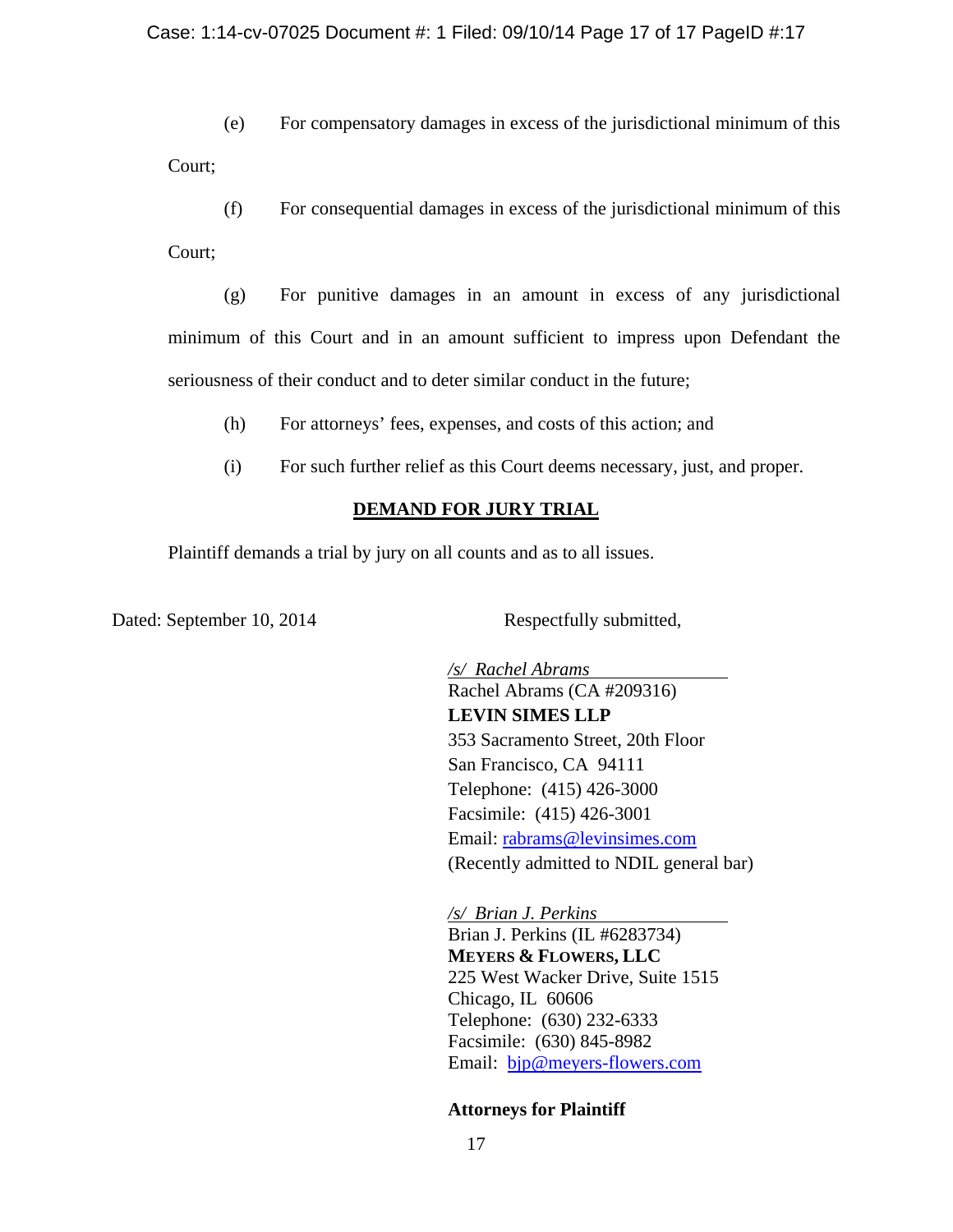(e) For compensatory damages in excess of the jurisdictional minimum of this Court;

(f) For consequential damages in excess of the jurisdictional minimum of this Court;

(g) For punitive damages in an amount in excess of any jurisdictional minimum of this Court and in an amount sufficient to impress upon Defendant the seriousness of their conduct and to deter similar conduct in the future;

(h) For attorneys' fees, expenses, and costs of this action; and

(i) For such further relief as this Court deems necessary, just, and proper.

## DEMAND FOR JURY TRIAL

Plaintiff demands a trial by jury on all counts and as to all issues.

Dated: September 10, 2014

Respectfully submitted,

*/s/ Rachel Abrams*
Rachel Abrams (CA #209316)
**LEVIN SIMES LLP**
353 Sacramento Street, 20th Floor
San Francisco, CA 94111
Telephone: (415) 426-3000
Facsimile: (415) 426-3001
Email: rabrams@levinsimes.com
(Recently admitted to NDIL general bar)

*/s/ Brian J. Perkins*
Brian J. Perkins (IL #6283734)
**MEYERS & FLOWERS, LLC**
225 West Wacker Drive, Suite 1515
Chicago, IL 60606
Telephone: (630) 232-6333
Facsimile: (630) 845-8982
Email: bjp@meyers-flowers.com

**Attorneys for Plaintiff**